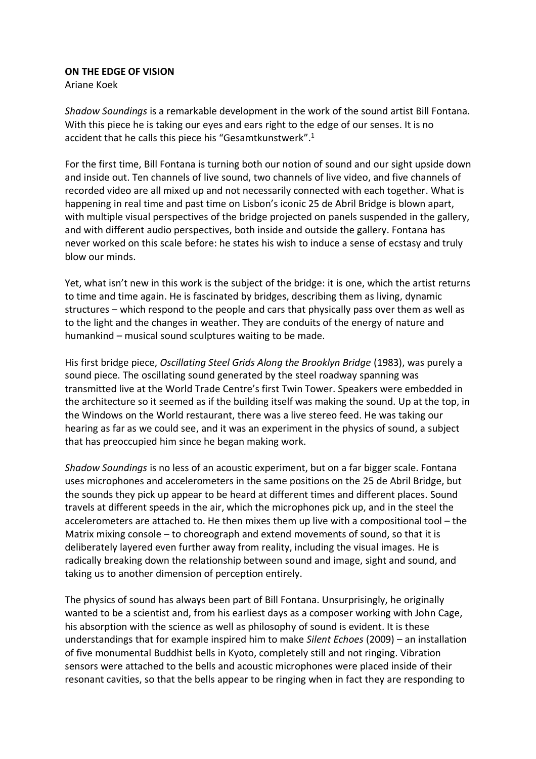**ON THE EDGE OF VISION**

Ariane Koek

*Shadow Soundings* is a remarkable development in the work of the sound artist Bill Fontana. With this piece he is taking our eyes and ears right to the edge of our senses. It is no accident that he calls this piece his "Gesamtkunstwerk".[1]

For the first time, Bill Fontana is turning both our notion of sound and our sight upside down and inside out. Ten channels of live sound, two channels of live video, and five channels of recorded video are all mixed up and not necessarily connected with each together. What is happening in real time and past time on Lisbon's iconic 25 de Abril Bridge is blown apart, with multiple visual perspectives of the bridge projected on panels suspended in the gallery, and with different audio perspectives, both inside and outside the gallery. Fontana has never worked on this scale before: he states his wish to induce a sense of ecstasy and truly blow our minds.

Yet, what isn't new in this work is the subject of the bridge: it is one, which the artist returns to time and time again. He is fascinated by bridges, describing them as living, dynamic structures – which respond to the people and cars that physically pass over them as well as to the light and the changes in weather. They are conduits of the energy of nature and humankind – musical sound sculptures waiting to be made.

His first bridge piece, *Oscillating Steel Grids Along the Brooklyn Bridge* (1983), was purely a sound piece. The oscillating sound generated by the steel roadway spanning was transmitted live at the World Trade Centre's first Twin Tower. Speakers were embedded in the architecture so it seemed as if the building itself was making the sound. Up at the top, in the Windows on the World restaurant, there was a live stereo feed. He was taking our hearing as far as we could see, and it was an experiment in the physics of sound, a subject that has preoccupied him since he began making work.

*Shadow Soundings* is no less of an acoustic experiment, but on a far bigger scale. Fontana uses microphones and accelerometers in the same positions on the 25 de Abril Bridge, but the sounds they pick up appear to be heard at different times and different places. Sound travels at different speeds in the air, which the microphones pick up, and in the steel the accelerometers are attached to. He then mixes them up live with a compositional tool – the Matrix mixing console – to choreograph and extend movements of sound, so that it is deliberately layered even further away from reality, including the visual images. He is radically breaking down the relationship between sound and image, sight and sound, and taking us to another dimension of perception entirely.

The physics of sound has always been part of Bill Fontana. Unsurprisingly, he originally wanted to be a scientist and, from his earliest days as a composer working with John Cage, his absorption with the science as well as philosophy of sound is evident. It is these understandings that for example inspired him to make *Silent Echoes* (2009) – an installation of five monumental Buddhist bells in Kyoto, completely still and not ringing. Vibration sensors were attached to the bells and acoustic microphones were placed inside of their resonant cavities, so that the bells appear to be ringing when in fact they are responding to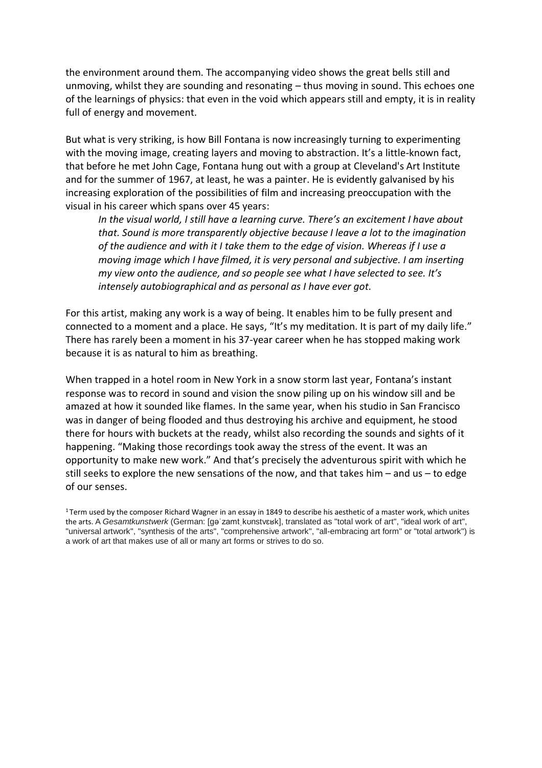the environment around them. The accompanying video shows the great bells still and unmoving, whilst they are sounding and resonating – thus moving in sound. This echoes one of the learnings of physics: that even in the void which appears still and empty, it is in reality full of energy and movement.

But what is very striking, is how Bill Fontana is now increasingly turning to experimenting with the moving image, creating layers and moving to abstraction. It's a little-known fact, that before he met John Cage, Fontana hung out with a group at Cleveland's Art Institute and for the summer of 1967, at least, he was a painter. He is evidently galvanised by his increasing exploration of the possibilities of film and increasing preoccupation with the visual in his career which spans over 45 years:

> *In the visual world, I still have a learning curve. There's an excitement I have about that. Sound is more transparently objective because I leave a lot to the imagination of the audience and with it I take them to the edge of vision. Whereas if I use a moving image which I have filmed, it is very personal and subjective. I am inserting my view onto the audience, and so people see what I have selected to see. It's intensely autobiographical and as personal as I have ever got.*

For this artist, making any work is a way of being. It enables him to be fully present and connected to a moment and a place. He says, "It's my meditation. It is part of my daily life." There has rarely been a moment in his 37-year career when he has stopped making work because it is as natural to him as breathing.

When trapped in a hotel room in New York in a snow storm last year, Fontana's instant response was to record in sound and vision the snow piling up on his window sill and be amazed at how it sounded like flames. In the same year, when his studio in San Francisco was in danger of being flooded and thus destroying his archive and equipment, he stood there for hours with buckets at the ready, whilst also recording the sounds and sights of it happening. "Making those recordings took away the stress of the event. It was an opportunity to make new work." And that's precisely the adventurous spirit with which he still seeks to explore the new sensations of the now, and that takes him – and us – to edge of our senses.

[1] Term used by the composer Richard Wagner in an essay in 1849 to describe his aesthetic of a master work, which unites the arts. A *Gesamtkunstwerk* (German: [ɡəˈzamtˌkʊnstvɛʁk], translated as "total work of art", "ideal work of art", "universal artwork", "synthesis of the arts", "comprehensive artwork", "all-embracing art form" or "total artwork") is a work of art that makes use of all or many art forms or strives to do so.